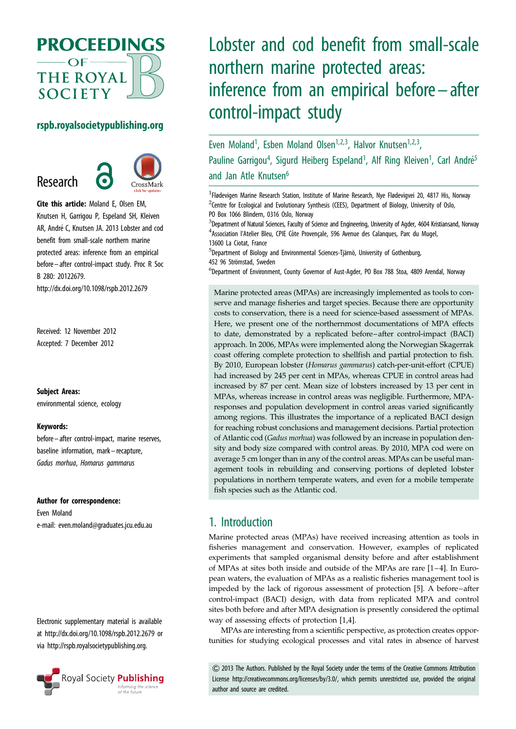# Lobster and cod benefit from small-scale northern marine protected areas: inference from an empirical before–after control-impact study

Even Moland[1], Esben Moland Olsen[1,2,3], Halvor Knutsen[1,2,3], Pauline Garrigou[4], Sigurd Heiberg Espeland[1], Alf Ring Kleiven[1], Carl André[5] and Jan Atle Knutsen[6]

[1]Flødevigen Marine Research Station, Institute of Marine Research, Nye Flødevigvei 20, 4817 His, Norway
[2]Centre for Ecological and Evolutionary Synthesis (CEES), Department of Biology, University of Oslo, PO Box 1066 Blindern, 0316 Oslo, Norway
[3]Department of Natural Sciences, Faculty of Science and Engineering, University of Agder, 4604 Kristiansand, Norway
[4]Association l'Atelier Bleu, CPIE Côte Provençale, 596 Avenue des Calanques, Parc du Mugel, 13600 La Ciotat, France
[5]Department of Biology and Environmental Sciences-Tjärnö, University of Gothenburg, 452 96 Strömstad, Sweden
[6]Department of Environment, County Governor of Aust-Agder, PO Box 788 Stoa, 4809 Arendal, Norway

**Research**

**Cite this article:** Moland E, Olsen EM, Knutsen H, Garrigou P, Espeland SH, Kleiven AR, André C, Knutsen JA. 2013 Lobster and cod benefit from small-scale northern marine protected areas: inference from an empirical before–after control-impact study. Proc R Soc B 280: 20122679. http://dx.doi.org/10.1098/rspb.2012.2679

Received: 12 November 2012
Accepted: 7 December 2012

**Subject Areas:**
environmental science, ecology

**Keywords:**
before–after control-impact, marine reserves, baseline information, mark–recapture, *Gadus morhua*, *Homarus gammarus*

**Author for correspondence:**
Even Moland
e-mail: even.moland@graduates.jcu.edu.au

Electronic supplementary material is available at http://dx.doi.org/10.1098/rspb.2012.2679 or via http://rspb.royalsocietypublishing.org.

Marine protected areas (MPAs) are increasingly implemented as tools to conserve and manage fisheries and target species. Because there are opportunity costs to conservation, there is a need for science-based assessment of MPAs. Here, we present one of the northernmost documentations of MPA effects to date, demonstrated by a replicated before–after control-impact (BACI) approach. In 2006, MPAs were implemented along the Norwegian Skagerrak coast offering complete protection to shellfish and partial protection to fish. By 2010, European lobster (*Homarus gammarus*) catch-per-unit-effort (CPUE) had increased by 245 per cent in MPAs, whereas CPUE in control areas had increased by 87 per cent. Mean size of lobsters increased by 13 per cent in MPAs, whereas increase in control areas was negligible. Furthermore, MPA-responses and population development in control areas varied significantly among regions. This illustrates the importance of a replicated BACI design for reaching robust conclusions and management decisions. Partial protection of Atlantic cod (*Gadus morhua*) was followed by an increase in population density and body size compared with control areas. By 2010, MPA cod were on average 5 cm longer than in any of the control areas. MPAs can be useful management tools in rebuilding and conserving portions of depleted lobster populations in northern temperate waters, and even for a mobile temperate fish species such as the Atlantic cod.

## 1. Introduction

Marine protected areas (MPAs) have received increasing attention as tools in fisheries management and conservation. However, examples of replicated experiments that sampled organismal density before and after establishment of MPAs at sites both inside and outside of the MPAs are rare [1–4]. In European waters, the evaluation of MPAs as a realistic fisheries management tool is impeded by the lack of rigorous assessment of protection [5]. A before–after control-impact (BACI) design, with data from replicated MPA and control sites both before and after MPA designation is presently considered the optimal way of assessing effects of protection [1,4].

MPAs are interesting from a scientific perspective, as protection creates opportunities for studying ecological processes and vital rates in absence of harvest

© 2013 The Authors. Published by the Royal Society under the terms of the Creative Commons Attribution License http://creativecommons.org/licenses/by/3.0/, which permits unrestricted use, provided the original author and source are credited.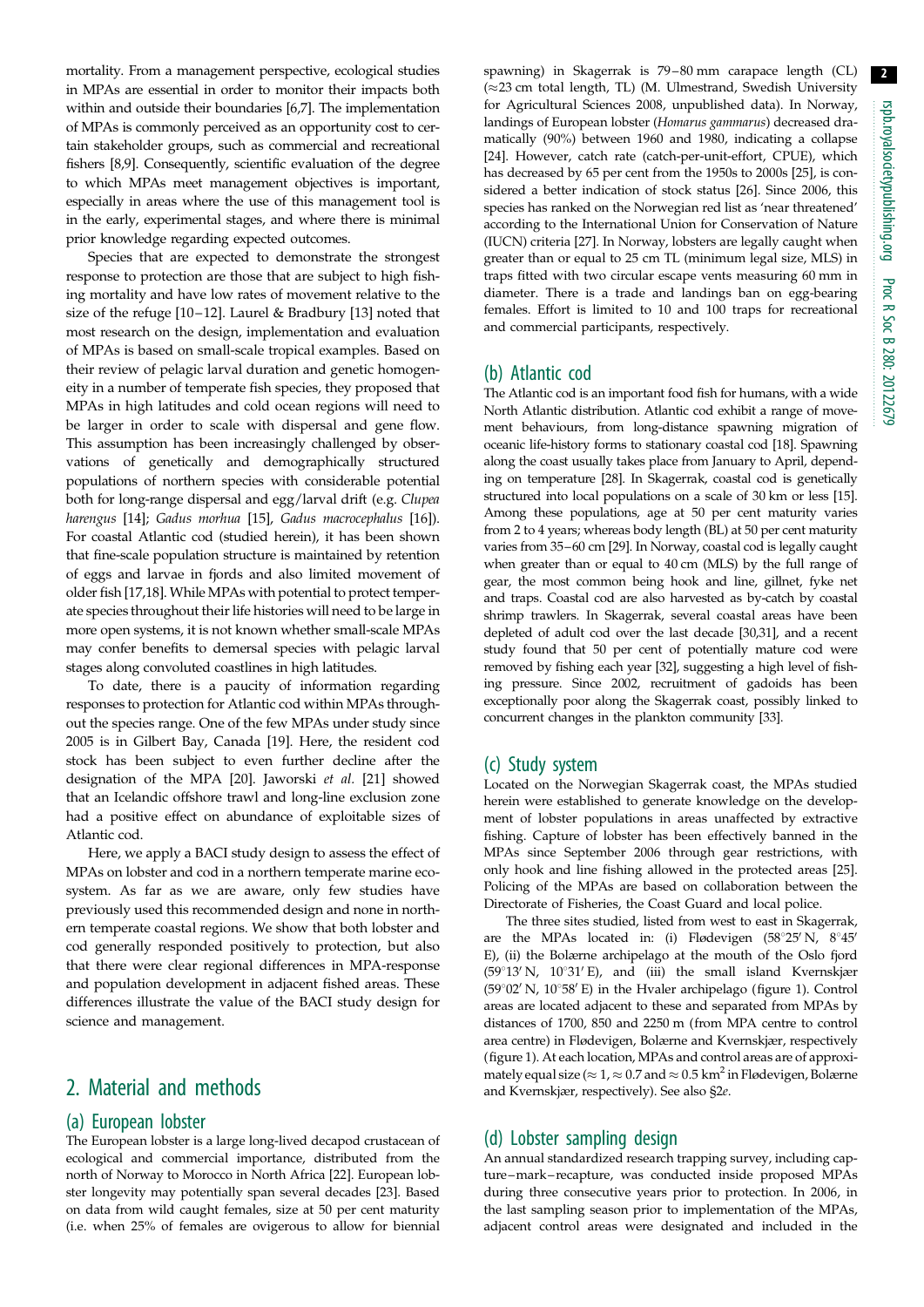mortality. From a management perspective, ecological studies in MPAs are essential in order to monitor their impacts both within and outside their boundaries [6,7]. The implementation of MPAs is commonly perceived as an opportunity cost to certain stakeholder groups, such as commercial and recreational fishers [8,9]. Consequently, scientific evaluation of the degree to which MPAs meet management objectives is important, especially in areas where the use of this management tool is in the early, experimental stages, and where there is minimal prior knowledge regarding expected outcomes.

Species that are expected to demonstrate the strongest response to protection are those that are subject to high fishing mortality and have low rates of movement relative to the size of the refuge [10–12]. Laurel & Bradbury [13] noted that most research on the design, implementation and evaluation of MPAs is based on small-scale tropical examples. Based on their review of pelagic larval duration and genetic homogeneity in a number of temperate fish species, they proposed that MPAs in high latitudes and cold ocean regions will need to be larger in order to scale with dispersal and gene flow. This assumption has been increasingly challenged by observations of genetically and demographically structured populations of northern species with considerable potential both for long-range dispersal and egg/larval drift (e.g. *Clupea harengus* [14]; *Gadus morhua* [15], *Gadus macrocephalus* [16]). For coastal Atlantic cod (studied herein), it has been shown that fine-scale population structure is maintained by retention of eggs and larvae in fjords and also limited movement of older fish [17,18]. While MPAs with potential to protect temperate species throughout their life histories will need to be large in more open systems, it is not known whether small-scale MPAs may confer benefits to demersal species with pelagic larval stages along convoluted coastlines in high latitudes.

To date, there is a paucity of information regarding responses to protection for Atlantic cod within MPAs throughout the species range. One of the few MPAs under study since 2005 is in Gilbert Bay, Canada [19]. Here, the resident cod stock has been subject to even further decline after the designation of the MPA [20]. Jaworski *et al.* [21] showed that an Icelandic offshore trawl and long-line exclusion zone had a positive effect on abundance of exploitable sizes of Atlantic cod.

Here, we apply a BACI study design to assess the effect of MPAs on lobster and cod in a northern temperate marine ecosystem. As far as we are aware, only few studies have previously used this recommended design and none in northern temperate coastal regions. We show that both lobster and cod generally responded positively to protection, but also that there were clear regional differences in MPA-response and population development in adjacent fished areas. These differences illustrate the value of the BACI study design for science and management.

## 2. Material and methods

### (a) European lobster

The European lobster is a large long-lived decapod crustacean of ecological and commercial importance, distributed from the north of Norway to Morocco in North Africa [22]. European lobster longevity may potentially span several decades [23]. Based on data from wild caught females, size at 50 per cent maturity (i.e. when 25% of females are ovigerous to allow for biennial spawning) in Skagerrak is 79–80 mm carapace length (CL) (≈23 cm total length, TL) (M. Ulmestrand, Swedish University for Agricultural Sciences 2008, unpublished data). In Norway, landings of European lobster (*Homarus gammarus*) decreased dramatically (90%) between 1960 and 1980, indicating a collapse [24]. However, catch rate (catch-per-unit-effort, CPUE), which has decreased by 65 per cent from the 1950s to 2000s [25], is considered a better indication of stock status [26]. Since 2006, this species has ranked on the Norwegian red list as 'near threatened' according to the International Union for Conservation of Nature (IUCN) criteria [27]. In Norway, lobsters are legally caught when greater than or equal to 25 cm TL (minimum legal size, MLS) in traps fitted with two circular escape vents measuring 60 mm in diameter. There is a trade and landings ban on egg-bearing females. Effort is limited to 10 and 100 traps for recreational and commercial participants, respectively.

### (b) Atlantic cod

The Atlantic cod is an important food fish for humans, with a wide North Atlantic distribution. Atlantic cod exhibit a range of movement behaviours, from long-distance spawning migration of oceanic life-history forms to stationary coastal cod [18]. Spawning along the coast usually takes place from January to April, depending on temperature [28]. In Skagerrak, coastal cod is genetically structured into local populations on a scale of 30 km or less [15]. Among these populations, age at 50 per cent maturity varies from 2 to 4 years; whereas body length (BL) at 50 per cent maturity varies from 35–60 cm [29]. In Norway, coastal cod is legally caught when greater than or equal to 40 cm (MLS) by the full range of gear, the most common being hook and line, gillnet, fyke net and traps. Coastal cod are also harvested as by-catch by coastal shrimp trawlers. In Skagerrak, several coastal areas have been depleted of adult cod over the last decade [30,31], and a recent study found that 50 per cent of potentially mature cod were removed by fishing each year [32], suggesting a high level of fishing pressure. Since 2002, recruitment of gadoids has been exceptionally poor along the Skagerrak coast, possibly linked to concurrent changes in the plankton community [33].

### (c) Study system

Located on the Norwegian Skagerrak coast, the MPAs studied herein were established to generate knowledge on the development of lobster populations in areas unaffected by extractive fishing. Capture of lobster has been effectively banned in the MPAs since September 2006 through gear restrictions, with only hook and line fishing allowed in the protected areas [25]. Policing of the MPAs are based on collaboration between the Directorate of Fisheries, the Coast Guard and local police.

The three sites studied, listed from west to east in Skagerrak, are the MPAs located in: (i) Flødevigen (58°25′ N, 8°45′ E), (ii) the Bolærne archipelago at the mouth of the Oslo fjord (59°13′ N, 10°31′ E), and (iii) the small island Kvernskjær (59°02′ N, 10°58′ E) in the Hvaler archipelago (figure 1). Control areas are located adjacent to these and separated from MPAs by distances of 1700, 850 and 2250 m (from MPA centre to control area centre) in Flødevigen, Bolærne and Kvernskjær, respectively (figure 1). At each location, MPAs and control areas are of approximately equal size (≈ 1, ≈ 0.7 and ≈ 0.5 km$^2$ in Flødevigen, Bolærne and Kvernskjær, respectively). See also §2*e*.

### (d) Lobster sampling design

An annual standardized research trapping survey, including capture–mark–recapture, was conducted inside proposed MPAs during three consecutive years prior to protection. In 2006, in the last sampling season prior to implementation of the MPAs, adjacent control areas were designated and included in the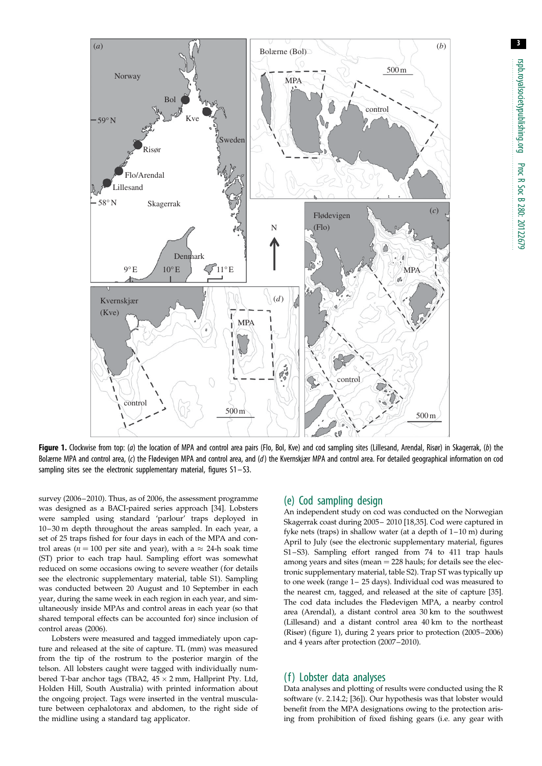**Figure 1.** Clockwise from top: (*a*) the location of MPA and control area pairs (Flo, Bol, Kve) and cod sampling sites (Lillesand, Arendal, Risør) in Skagerrak, (*b*) the Bolærne MPA and control area, (*c*) the Flødevigen MPA and control area, and (*d*) the Kvernskjær MPA and control area. For detailed geographical information on cod sampling sites see the electronic supplementary material, figures S1–S3.

survey (2006–2010). Thus, as of 2006, the assessment programme was designed as a BACI-paired series approach [34]. Lobsters were sampled using standard 'parlour' traps deployed in 10–30 m depth throughout the areas sampled. In each year, a set of 25 traps fished for four days in each of the MPA and control areas ($n = 100$ per site and year), with a $\approx$ 24-h soak time (ST) prior to each trap haul. Sampling effort was somewhat reduced on some occasions owing to severe weather (for details see the electronic supplementary material, table S1). Sampling was conducted between 20 August and 10 September in each year, during the same week in each region in each year, and simultaneously inside MPAs and control areas in each year (so that shared temporal effects can be accounted for) since inclusion of control areas (2006).

Lobsters were measured and tagged immediately upon capture and released at the site of capture. TL (mm) was measured from the tip of the rostrum to the posterior margin of the telson. All lobsters caught were tagged with individually numbered T-bar anchor tags (TBA2, $45 \times 2$ mm, Hallprint Pty. Ltd, Holden Hill, South Australia) with printed information about the ongoing project. Tags were inserted in the ventral musculature between cephalotorax and abdomen, to the right side of the midline using a standard tag applicator.

## (e) Cod sampling design

An independent study on cod was conducted on the Norwegian Skagerrak coast during 2005–2010 [18,35]. Cod were captured in fyke nets (traps) in shallow water (at a depth of 1–10 m) during April to July (see the electronic supplementary material, figures S1–S3). Sampling effort ranged from 74 to 411 trap hauls among years and sites (mean = 228 hauls; for details see the electronic supplementary material, table S2). Trap ST was typically up to one week (range 1–25 days). Individual cod was measured to the nearest cm, tagged, and released at the site of capture [35]. The cod data includes the Flødevigen MPA, a nearby control area (Arendal), a distant control area 30 km to the southwest (Lillesand) and a distant control area 40 km to the northeast (Risør) (figure 1), during 2 years prior to protection (2005–2006) and 4 years after protection (2007–2010).

## (f) Lobster data analyses

Data analyses and plotting of results were conducted using the R software (v. 2.14.2; [36]). Our hypothesis was that lobster would benefit from the MPA designations owing to the protection arising from prohibition of fixed fishing gears (i.e. any gear with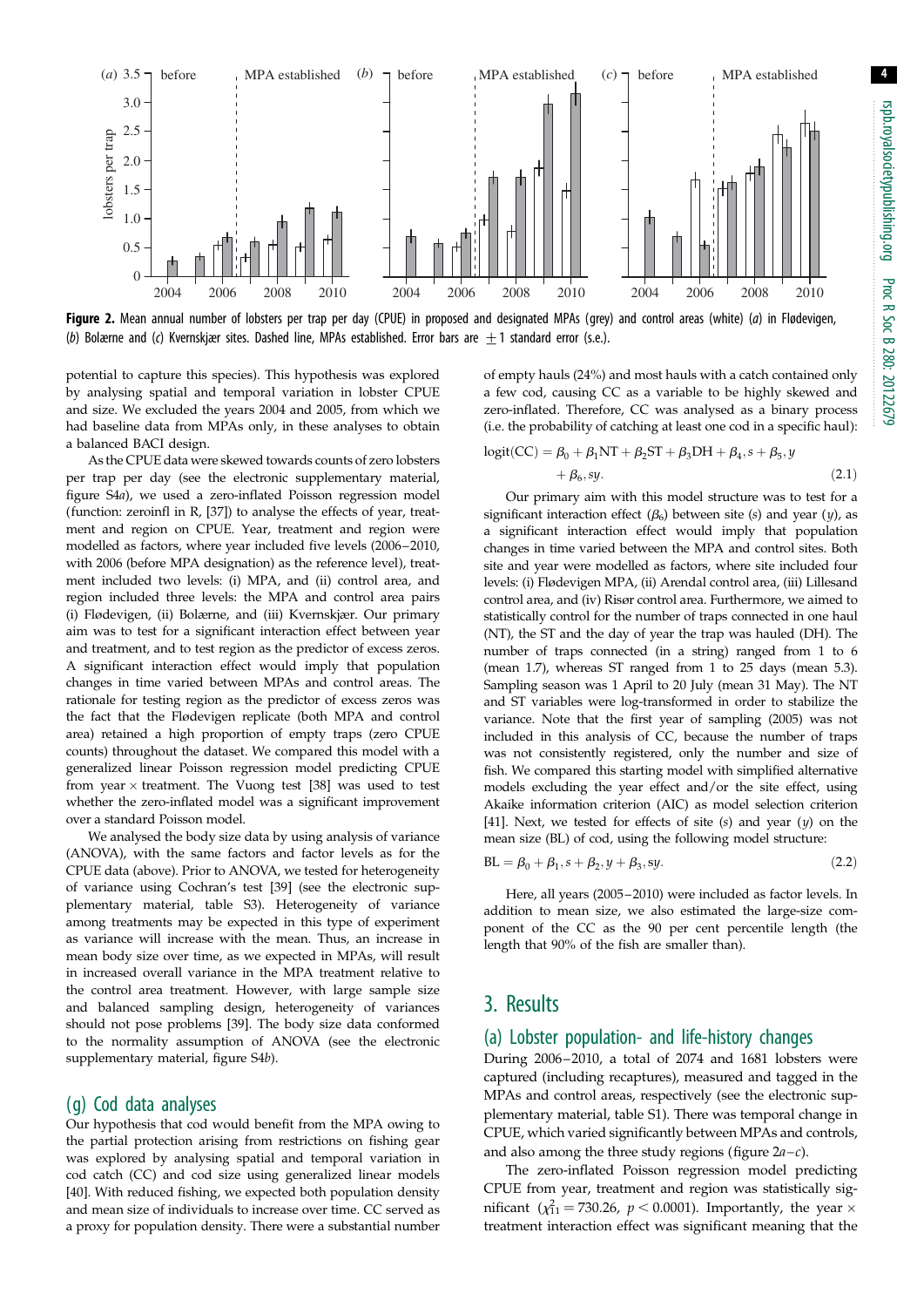**Figure 2.** Mean annual number of lobsters per trap per day (CPUE) in proposed and designated MPAs (grey) and control areas (white) (*a*) in Flødevigen, (*b*) Bolærne and (*c*) Kvernskjær sites. Dashed line, MPAs established. Error bars are $\pm 1$ standard error (s.e.).

potential to capture this species). This hypothesis was explored by analysing spatial and temporal variation in lobster CPUE and size. We excluded the years 2004 and 2005, from which we had baseline data from MPAs only, in these analyses to obtain a balanced BACI design.

As the CPUE data were skewed towards counts of zero lobsters per trap per day (see the electronic supplementary material, figure S4*a*), we used a zero-inflated Poisson regression model (function: zeroinfl in R, [37]) to analyse the effects of year, treatment and region on CPUE. Year, treatment and region were modelled as factors, where year included five levels (2006–2010, with 2006 (before MPA designation) as the reference level), treatment included two levels: (i) MPA, and (ii) control area, and region included three levels: the MPA and control area pairs (i) Flødevigen, (ii) Bolærne, and (iii) Kvernskjær. Our primary aim was to test for a significant interaction effect between year and treatment, and to test region as the predictor of excess zeros. A significant interaction effect would imply that population changes in time varied between MPAs and control areas. The rationale for testing region as the predictor of excess zeros was the fact that the Flødevigen replicate (both MPA and control area) retained a high proportion of empty traps (zero CPUE counts) throughout the dataset. We compared this model with a generalized linear Poisson regression model predicting CPUE from year × treatment. The Vuong test [38] was used to test whether the zero-inflated model was a significant improvement over a standard Poisson model.

We analysed the body size data by using analysis of variance (ANOVA), with the same factors and factor levels as for the CPUE data (above). Prior to ANOVA, we tested for heterogeneity of variance using Cochran's test [39] (see the electronic supplementary material, table S3). Heterogeneity of variance among treatments may be expected in this type of experiment as variance will increase with the mean. Thus, an increase in mean body size over time, as we expected in MPAs, will result in increased overall variance in the MPA treatment relative to the control area treatment. However, with large sample size and balanced sampling design, heterogeneity of variances should not pose problems [39]. The body size data conformed to the normality assumption of ANOVA (see the electronic supplementary material, figure S4*b*).

### (g) Cod data analyses

Our hypothesis that cod would benefit from the MPA owing to the partial protection arising from restrictions on fishing gear was explored by analysing spatial and temporal variation in cod catch (CC) and cod size using generalized linear models [40]. With reduced fishing, we expected both population density and mean size of individuals to increase over time. CC served as a proxy for population density. There were a substantial number of empty hauls (24%) and most hauls with a catch contained only a few cod, causing CC as a variable to be highly skewed and zero-inflated. Therefore, CC was analysed as a binary process (i.e. the probability of catching at least one cod in a specific haul):

$$\text{logit}(\text{CC}) = \beta_0 + \beta_1 \text{NT} + \beta_2 \text{ST} + \beta_3 \text{DH} + \beta_4, s + \beta_5, y + \beta_6, sy. \tag{2.1}$$

Our primary aim with this model structure was to test for a significant interaction effect ($\beta_6$) between site ($s$) and year ($y$), as a significant interaction effect would imply that population changes in time varied between the MPA and control sites. Both site and year were modelled as factors, where site included four levels: (i) Flødevigen MPA, (ii) Arendal control area, (iii) Lillesand control area, and (iv) Risør control area. Furthermore, we aimed to statistically control for the number of traps connected in one haul (NT), the ST and the day of year the trap was hauled (DH). The number of traps connected (in a string) ranged from 1 to 6 (mean 1.7), whereas ST ranged from 1 to 25 days (mean 5.3). Sampling season was 1 April to 20 July (mean 31 May). The NT and ST variables were log-transformed in order to stabilize the variance. Note that the first year of sampling (2005) was not included in this analysis of CC, because the number of traps was not consistently registered, only the number and size of fish. We compared this starting model with simplified alternative models excluding the year effect and/or the site effect, using Akaike information criterion (AIC) as model selection criterion [41]. Next, we tested for effects of site ($s$) and year ($y$) on the mean size (BL) of cod, using the following model structure:

$$\text{BL} = \beta_0 + \beta_1, s + \beta_2, y + \beta_3, sy. \tag{2.2}$$

Here, all years (2005–2010) were included as factor levels. In addition to mean size, we also estimated the large-size component of the CC as the 90 per cent percentile length (the length that 90% of the fish are smaller than).

## 3. Results

### (a) Lobster population- and life-history changes

During 2006–2010, a total of 2074 and 1681 lobsters were captured (including recaptures), measured and tagged in the MPAs and control areas, respectively (see the electronic supplementary material, table S1). There was temporal change in CPUE, which varied significantly between MPAs and controls, and also among the three study regions (figure 2*a*–*c*).

The zero-inflated Poisson regression model predicting CPUE from year, treatment and region was statistically significant ($\chi^2_{11} = 730.26$, $p < 0.0001$). Importantly, the year × treatment interaction effect was significant meaning that the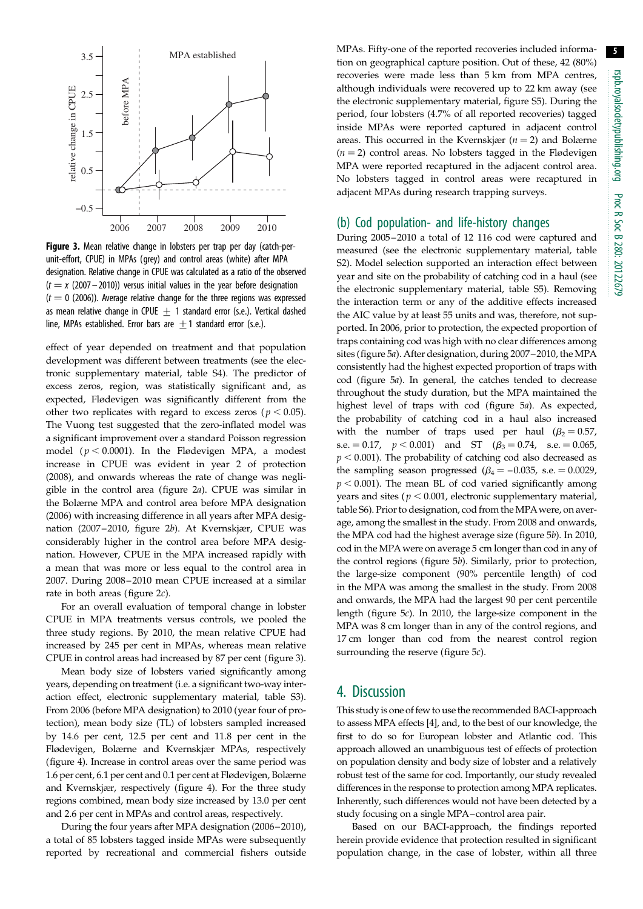Figure 3. Mean relative change in lobsters per trap per day (catch-per-unit-effort, CPUE) in MPAs (grey) and control areas (white) after MPA designation. Relative change in CPUE was calculated as a ratio of the observed ($t = x$ (2007–2010)) versus initial values in the year before designation ($t = 0$ (2006)). Average relative change for the three regions was expressed as mean relative change in CPUE $\pm$ 1 standard error (s.e.). Vertical dashed line, MPAs established. Error bars are $\pm$1 standard error (s.e.).

effect of year depended on treatment and that population development was different between treatments (see the electronic supplementary material, table S4). The predictor of excess zeros, region, was statistically significant and, as expected, Flødevigen was significantly different from the other two replicates with regard to excess zeros ($p < 0.05$). The Vuong test suggested that the zero-inflated model was a significant improvement over a standard Poisson regression model ($p < 0.0001$). In the Flødevigen MPA, a modest increase in CPUE was evident in year 2 of protection (2008), and onwards whereas the rate of change was negligible in the control area (figure 2*a*). CPUE was similar in the Bolærne MPA and control area before MPA designation (2006) with increasing difference in all years after MPA designation (2007–2010, figure 2*b*). At Kvernskjær, CPUE was considerably higher in the control area before MPA designation. However, CPUE in the MPA increased rapidly with a mean that was more or less equal to the control area in 2007. During 2008–2010 mean CPUE increased at a similar rate in both areas (figure 2*c*).

For an overall evaluation of temporal change in lobster CPUE in MPA treatments versus controls, we pooled the three study regions. By 2010, the mean relative CPUE had increased by 245 per cent in MPAs, whereas mean relative CPUE in control areas had increased by 87 per cent (figure 3).

Mean body size of lobsters varied significantly among years, depending on treatment (i.e. a significant two-way interaction effect, electronic supplementary material, table S3). From 2006 (before MPA designation) to 2010 (year four of protection), mean body size (TL) of lobsters sampled increased by 14.6 per cent, 12.5 per cent and 11.8 per cent in the Flødevigen, Bolærne and Kvernskjær MPAs, respectively (figure 4). Increase in control areas over the same period was 1.6 per cent, 6.1 per cent and 0.1 per cent at Flødevigen, Bolærne and Kvernskjær, respectively (figure 4). For the three study regions combined, mean body size increased by 13.0 per cent and 2.6 per cent in MPAs and control areas, respectively.

During the four years after MPA designation (2006–2010), a total of 85 lobsters tagged inside MPAs were subsequently reported by recreational and commercial fishers outside MPAs. Fifty-one of the reported recoveries included information on geographical capture position. Out of these, 42 (80%) recoveries were made less than 5 km from MPA centres, although individuals were recovered up to 22 km away (see the electronic supplementary material, figure S5). During the period, four lobsters (4.7% of all reported recoveries) tagged inside MPAs were reported captured in adjacent control areas. This occurred in the Kvernskjær ($n = 2$) and Bolærne ($n = 2$) control areas. No lobsters tagged in the Flødevigen MPA were reported recaptured in the adjacent control area. No lobsters tagged in control areas were recaptured in adjacent MPAs during research trapping surveys.

## (b) Cod population- and life-history changes

During 2005–2010 a total of 12 116 cod were captured and measured (see the electronic supplementary material, table S2). Model selection supported an interaction effect between year and site on the probability of catching cod in a haul (see the electronic supplementary material, table S5). Removing the interaction term or any of the additive effects increased the AIC value by at least 55 units and was, therefore, not supported. In 2006, prior to protection, the expected proportion of traps containing cod was high with no clear differences among sites (figure 5*a*). After designation, during 2007–2010, the MPA consistently had the highest expected proportion of traps with cod (figure 5*a*). In general, the catches tended to decrease throughout the study duration, but the MPA maintained the highest level of traps with cod (figure 5*a*). As expected, the probability of catching cod in a haul also increased with the number of traps used per haul ($\beta_2 = 0.57$, s.e. $= 0.17$, $p < 0.001$) and ST ($\beta_3 = 0.74$, s.e. $= 0.065$, $p < 0.001$). The probability of catching cod also decreased as the sampling season progressed ($\beta_4 = -0.035$, s.e. $= 0.0029$, $p < 0.001$). The mean BL of cod varied significantly among years and sites ($p < 0.001$, electronic supplementary material, table S6). Prior to designation, cod from the MPA were, on average, among the smallest in the study. From 2008 and onwards, the MPA cod had the highest average size (figure 5*b*). In 2010, cod in the MPA were on average 5 cm longer than cod in any of the control regions (figure 5*b*). Similarly, prior to protection, the large-size component (90% percentile length) of cod in the MPA was among the smallest in the study. From 2008 and onwards, the MPA had the largest 90 per cent percentile length (figure 5*c*). In 2010, the large-size component in the MPA was 8 cm longer than in any of the control regions, and 17 cm longer than cod from the nearest control region surrounding the reserve (figure 5*c*).

# 4. Discussion

This study is one of few to use the recommended BACI-approach to assess MPA effects [4], and, to the best of our knowledge, the first to do so for European lobster and Atlantic cod. This approach allowed an unambiguous test of effects of protection on population density and body size of lobster and a relatively robust test of the same for cod. Importantly, our study revealed differences in the response to protection among MPA replicates. Inherently, such differences would not have been detected by a study focusing on a single MPA–control area pair.

Based on our BACI-approach, the findings reported herein provide evidence that protection resulted in significant population change, in the case of lobster, within all three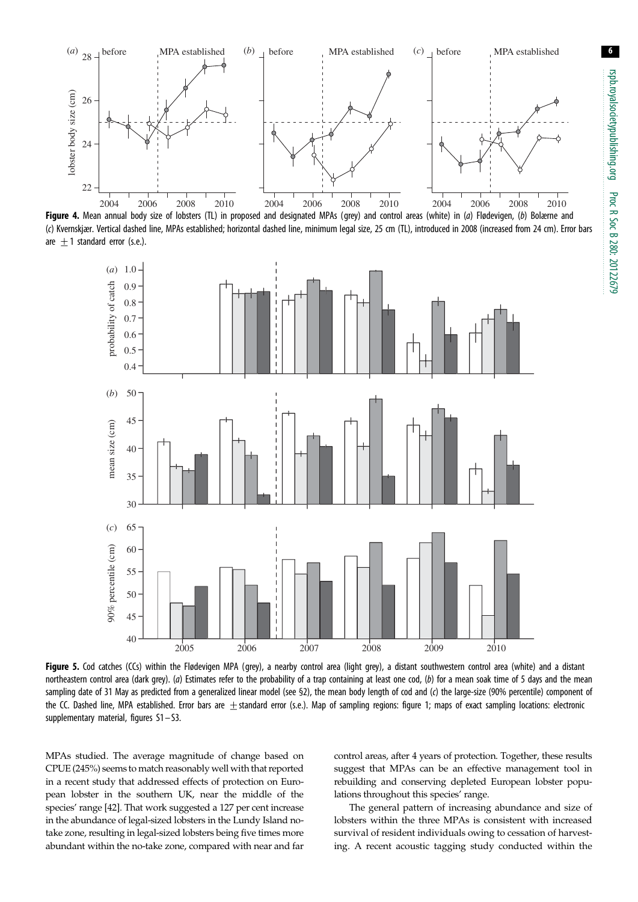**Figure 4.** Mean annual body size of lobsters (TL) in proposed and designated MPAs (grey) and control areas (white) in (*a*) Flødevigen, (*b*) Bolærne and (*c*) Kvernskjær. Vertical dashed line, MPAs established; horizontal dashed line, minimum legal size, 25 cm (TL), introduced in 2008 (increased from 24 cm). Error bars are $\pm 1$ standard error (s.e.).

**Figure 5.** Cod catches (CCs) within the Flødevigen MPA (grey), a nearby control area (light grey), a distant southwestern control area (white) and a distant northeastern control area (dark grey). (*a*) Estimates refer to the probability of a trap containing at least one cod, (*b*) for a mean soak time of 5 days and the mean sampling date of 31 May as predicted from a generalized linear model (see §2), the mean body length of cod and (*c*) the large-size (90% percentile) component of the CC. Dashed line, MPA established. Error bars are $\pm$ standard error (s.e.). Map of sampling regions: figure 1; maps of exact sampling locations: electronic supplementary material, figures S1–S3.

MPAs studied. The average magnitude of change based on CPUE (245%) seems to match reasonably well with that reported in a recent study that addressed effects of protection on European lobster in the southern UK, near the middle of the species' range [42]. That work suggested a 127 per cent increase in the abundance of legal-sized lobsters in the Lundy Island no-take zone, resulting in legal-sized lobsters being five times more abundant within the no-take zone, compared with near and far control areas, after 4 years of protection. Together, these results suggest that MPAs can be an effective management tool in rebuilding and conserving depleted European lobster populations throughout this species' range.

The general pattern of increasing abundance and size of lobsters within the three MPAs is consistent with increased survival of resident individuals owing to cessation of harvesting. A recent acoustic tagging study conducted within the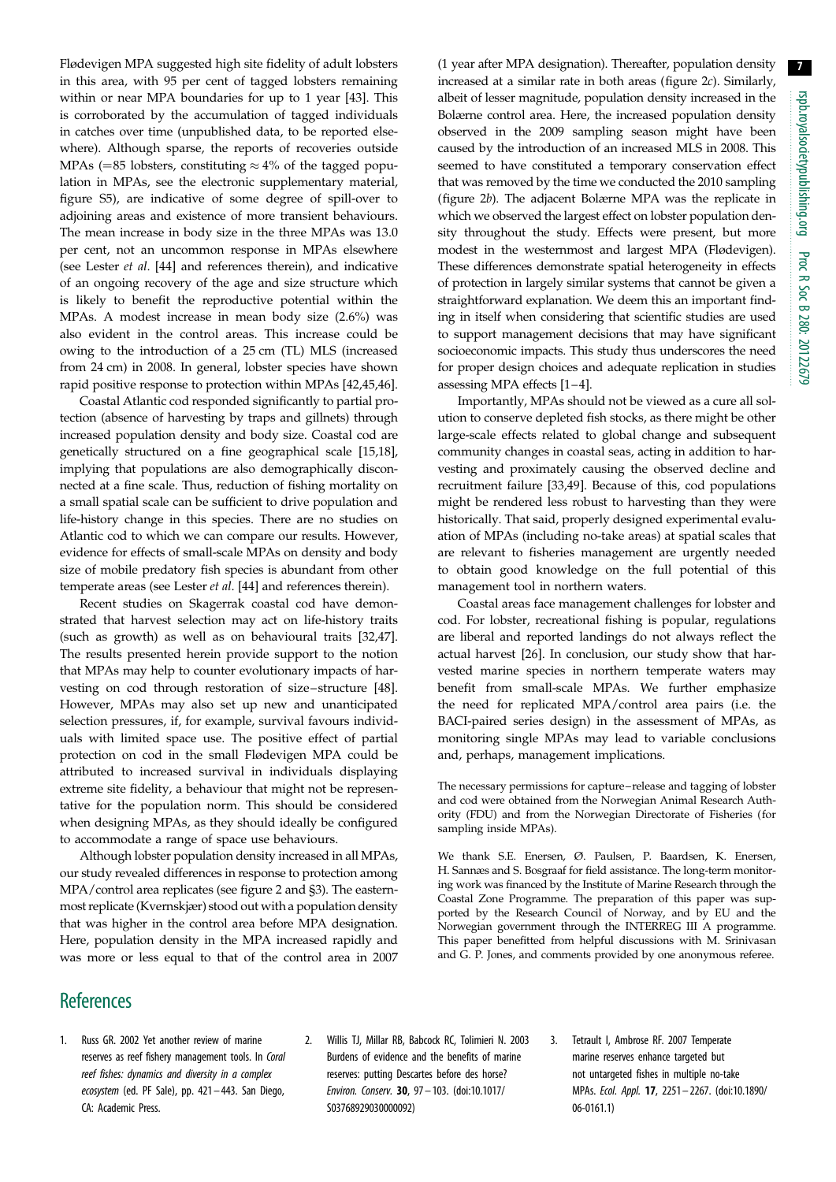Flødevigen MPA suggested high site fidelity of adult lobsters in this area, with 95 per cent of tagged lobsters remaining within or near MPA boundaries for up to 1 year [43]. This is corroborated by the accumulation of tagged individuals in catches over time (unpublished data, to be reported elsewhere). Although sparse, the reports of recoveries outside MPAs (=85 lobsters, constituting ≈ 4% of the tagged population in MPAs, see the electronic supplementary material, figure S5), are indicative of some degree of spill-over to adjoining areas and existence of more transient behaviours. The mean increase in body size in the three MPAs was 13.0 per cent, not an uncommon response in MPAs elsewhere (see Lester *et al.* [44] and references therein), and indicative of an ongoing recovery of the age and size structure which is likely to benefit the reproductive potential within the MPAs. A modest increase in mean body size (2.6%) was also evident in the control areas. This increase could be owing to the introduction of a 25 cm (TL) MLS (increased from 24 cm) in 2008. In general, lobster species have shown rapid positive response to protection within MPAs [42,45,46].

Coastal Atlantic cod responded significantly to partial protection (absence of harvesting by traps and gillnets) through increased population density and body size. Coastal cod are genetically structured on a fine geographical scale [15,18], implying that populations are also demographically disconnected at a fine scale. Thus, reduction of fishing mortality on a small spatial scale can be sufficient to drive population and life-history change in this species. There are no studies on Atlantic cod to which we can compare our results. However, evidence for effects of small-scale MPAs on density and body size of mobile predatory fish species is abundant from other temperate areas (see Lester *et al.* [44] and references therein).

Recent studies on Skagerrak coastal cod have demonstrated that harvest selection may act on life-history traits (such as growth) as well as on behavioural traits [32,47]. The results presented herein provide support to the notion that MPAs may help to counter evolutionary impacts of harvesting on cod through restoration of size–structure [48]. However, MPAs may also set up new and unanticipated selection pressures, if, for example, survival favours individuals with limited space use. The positive effect of partial protection on cod in the small Flødevigen MPA could be attributed to increased survival in individuals displaying extreme site fidelity, a behaviour that might not be representative for the population norm. This should be considered when designing MPAs, as they should ideally be configured to accommodate a range of space use behaviours.

Although lobster population density increased in all MPAs, our study revealed differences in response to protection among MPA/control area replicates (see figure 2 and §3). The easternmost replicate (Kvernskjær) stood out with a population density that was higher in the control area before MPA designation. Here, population density in the MPA increased rapidly and was more or less equal to that of the control area in 2007 (1 year after MPA designation). Thereafter, population density increased at a similar rate in both areas (figure 2*c*). Similarly, albeit of lesser magnitude, population density increased in the Bolærne control area. Here, the increased population density observed in the 2009 sampling season might have been caused by the introduction of an increased MLS in 2008. This seemed to have constituted a temporary conservation effect that was removed by the time we conducted the 2010 sampling (figure 2*b*). The adjacent Bolærne MPA was the replicate in which we observed the largest effect on lobster population density throughout the study. Effects were present, but more modest in the westernmost and largest MPA (Flødevigen). These differences demonstrate spatial heterogeneity in effects of protection in largely similar systems that cannot be given a straightforward explanation. We deem this an important finding in itself when considering that scientific studies are used to support management decisions that may have significant socioeconomic impacts. This study thus underscores the need for proper design choices and adequate replication in studies assessing MPA effects [1–4].

Importantly, MPAs should not be viewed as a cure all solution to conserve depleted fish stocks, as there might be other large-scale effects related to global change and subsequent community changes in coastal seas, acting in addition to harvesting and proximately causing the observed decline and recruitment failure [33,49]. Because of this, cod populations might be rendered less robust to harvesting than they were historically. That said, properly designed experimental evaluation of MPAs (including no-take areas) at spatial scales that are relevant to fisheries management are urgently needed to obtain good knowledge on the full potential of this management tool in northern waters.

Coastal areas face management challenges for lobster and cod. For lobster, recreational fishing is popular, regulations are liberal and reported landings do not always reflect the actual harvest [26]. In conclusion, our study show that harvested marine species in northern temperate waters may benefit from small-scale MPAs. We further emphasize the need for replicated MPA/control area pairs (i.e. the BACI-paired series design) in the assessment of MPAs, as monitoring single MPAs may lead to variable conclusions and, perhaps, management implications.

The necessary permissions for capture–release and tagging of lobster and cod were obtained from the Norwegian Animal Research Authority (FDU) and from the Norwegian Directorate of Fisheries (for sampling inside MPAs).

We thank S.E. Enersen, Ø. Paulsen, P. Baardsen, K. Enersen, H. Sannæs and S. Bosgraaf for field assistance. The long-term monitoring work was financed by the Institute of Marine Research through the Coastal Zone Programme. The preparation of this paper was supported by the Research Council of Norway, and by EU and the Norwegian government through the INTERREG III A programme. This paper benefitted from helpful discussions with M. Srinivasan and G. P. Jones, and comments provided by one anonymous referee.

## References

1. Russ GR. 2002 Yet another review of marine reserves as reef fishery management tools. In *Coral reef fishes: dynamics and diversity in a complex ecosystem* (ed. PF Sale), pp. 421–443. San Diego, CA: Academic Press.
2. Willis TJ, Millar RB, Babcock RC, Tolimieri N. 2003 Burdens of evidence and the benefits of marine reserves: putting Descartes before des horse? *Environ. Conserv.* **30**, 97–103. (doi:10.1017/S0376892903000092)
3. Tetrault I, Ambrose RF. 2007 Temperate marine reserves enhance targeted but not untargeted fishes in multiple no-take MPAs. *Ecol. Appl.* **17**, 2251–2267. (doi:10.1890/06-0161.1)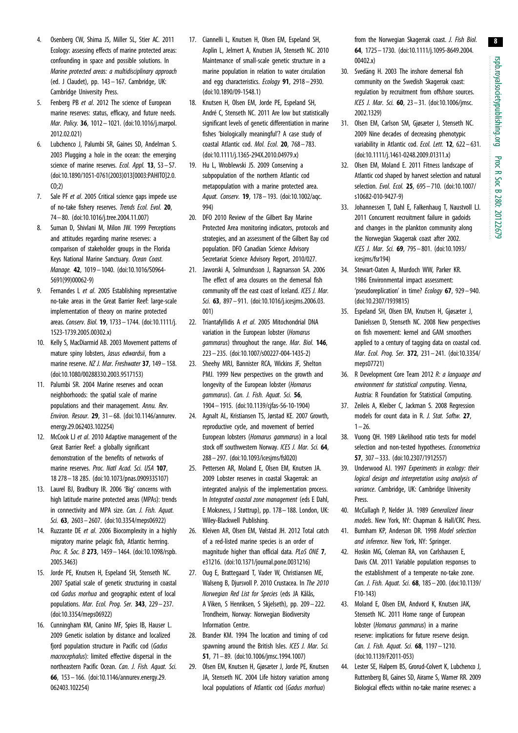4. Osenberg CW, Shima JS, Miller SL, Stier AC. 2011 Ecology: assessing effects of marine protected areas: confounding in space and possible solutions. In *Marine protected areas: a multidisciplinary approach* (ed. J Claudet), pp. 143–167. Cambridge, UK: Cambridge University Press.
5. Fenberg PB *et al*. 2012 The science of European marine reserves: status, efficacy, and future needs. *Mar. Policy*. **36**, 1012–1021. (doi:10.1016/j.marpol.2012.02.021)
6. Lubchenco J, Palumbi SR, Gaines SD, Andelman S. 2003 Plugging a hole in the ocean: the emerging science of marine reserves. *Ecol. Appl.* **13**, S3–S7. (doi:10.1890/1051-0761(2003)013[0003:PAHITO]2.0.CO;2)
7. Sale PF *et al*. 2005 Critical science gaps impede use of no-take fishery reserves. *Trends Ecol. Evol.* **20**, 74–80. (doi:10.1016/j.tree.2004.11.007)
8. Suman D, Shivlani M, Milon JW. 1999 Perceptions and attitudes regarding marine reserves: a comparison of stakeholder groups in the Florida Keys National Marine Sanctuary. *Ocean Coast. Manage.* **42**, 1019–1040. (doi:10.1016/S0964-5691(99)00062-9)
9. Fernandes L *et al*. 2005 Establishing representative no-take areas in the Great Barrier Reef: large-scale implementation of theory on marine protected areas. *Conserv. Biol.* **19**, 1733–1744. (doi:10.1111/j.1523-1739.2005.00302.x)
10. Kelly S, MacDiarmid AB. 2003 Movement patterns of mature spiny lobsters, *Jasus edwardsii*, from a marine reserve. *NZ J. Mar. Freshwater* **37**, 149–158. (doi:10.1080/00288330.2003.9517153)
11. Palumbi SR. 2004 Marine reserves and ocean neighborhoods: the spatial scale of marine populations and their management. *Annu. Rev. Environ. Resour.* **29**, 31–68. (doi:10.1146/annurev.energy.29.062403.102254)
12. McCook LJ *et al*. 2010 Adaptive management of the Great Barrier Reef: a globally significant demonstration of the benefits of networks of marine reserves. *Proc. Natl Acad. Sci. USA* **107**, 18 278–18 285. (doi:10.1073/pnas.0909335107)
13. Laurel BJ, Bradbury IR. 2006 'Big' concerns with high latitude marine protected areas (MPAs): trends in connectivity and MPA size. *Can. J. Fish. Aquat. Sci.* **63**, 2603–2607. (doi:10.3354/meps06922)
14. Ruzzante DE *et al*. 2006 Biocomplexity in a highly migratory marine pelagic fish, Atlantic herrring. *Proc. R. Soc. B* **273**, 1459–1464. (doi:10.1098/rspb.2005.3463)
15. Jorde PE, Knutsen H, Espeland SH, Stenseth NC. 2007 Spatial scale of genetic structuring in coastal cod *Gadus morhua* and geographic extent of local populations. *Mar. Ecol. Prog. Ser.* **343**, 229–237. (doi:10.3354/meps06922)
16. Cunningham KM, Canino MF, Spies IB, Hauser L. 2009 Genetic isolation by distance and localized fjord population structure in Pacific cod (*Gadus macrocephalus*): limited effective dispersal in the northeastern Pacific Ocean. *Can. J. Fish. Aquat. Sci.* **66**, 153–166. (doi:10.1146/annurev.energy.29.062403.102254)
17. Ciannelli L, Knutsen H, Olsen EM, Espeland SH, Asplin L, Jelmert A, Knutsen JA, Stenseth NC. 2010 Maintenance of small-scale genetic structure in a marine population in relation to water circulation and egg characteristics. *Ecology* **91**, 2918–2930. (doi:10.1890/09-1548.1)
18. Knutsen H, Olsen EM, Jorde PE, Espeland SH, André C, Stenseth NC. 2011 Are low but statistically significant levels of genetic differentiation in marine fishes 'biologically meaningful'? A case study of coastal Atlantic cod. *Mol. Ecol.* **20**, 768–783. (doi:10.1111/j.1365-294X.2010.04979.x)
19. Hu L, Wroblewski JS. 2009 Conserving a subpopulation of the northern Atlantic cod metapopulation with a marine protected area. *Aquat. Conserv.* **19**, 178–193. (doi:10.1002/aqc.994)
20. DFO 2010 Review of the Gilbert Bay Marine Protected Area monitoring indicators, protocols and strategies, and an assessment of the Gilbert Bay cod population. DFO Canadian Science Advisory Secretariat Science Advisory Report, 2010/027.
21. Jaworski A, Solmundsson J, Ragnarsson SA. 2006 The effect of area closures on the demersal fish community off the east coast of Iceland. *ICES J. Mar. Sci.* **63**, 897–911. (doi:10.1016/j.icesjms.2006.03.001)
22. Triantafyllidis A *et al*. 2005 Mitochondrial DNA variation in the European lobster (*Homarus gammarus*) throughout the range. *Mar. Biol.* **146**, 223–235. (doi:10.1007/s00227-004-1435-2)
23. Sheehy MRJ, Bannister RCA, Wickins JF, Shelton PMJ. 1999 New perspectives on the growth and longevity of the European lobster (*Homarus gammarus*). *Can. J. Fish. Aquat. Sci.* **56**, 1904–1915. (doi:10.1139/cjfas-56-10-1904)
24. Agnalt AL, Kristiansen TS, Jørstad KE. 2007 Growth, reproductive cycle, and movement of berried European lobsters (*Homarus gammarus*) in a local stock off southwestern Norway. *ICES J. Mar. Sci.* **64**, 288–297. (doi:10.1093/icesjms/fsl020)
25. Pettersen AR, Moland E, Olsen EM, Knutsen JA. 2009 Lobster reserves in coastal Skagerrak: an integrated analysis of the implementation process. In *Integrated coastal zone management* (eds E Dahl, E Moksness, J Støttrup), pp. 178–188. London, UK: Wiley-Blackwell Publishing.
26. Kleiven AR, Olsen EM, Vølstad JH. 2012 Total catch of a red-listed marine species is an order of magnitude higher than official data. *PLoS ONE* **7**, e31216. (doi:10.1371/journal.pone.0031216)
27. Oug E, Brattegaard T, Vader W, Christiansen ME, Walseng B, Djursvoll P. 2010 Crustacea. In *The 2010 Norwegian Red List for Species* (eds JA Kålås, A Viken, S Henriksen, S Skjelseth), pp. 209–222. Trondheim, Norway: Norwegian Biodiversity Information Centre.
28. Brander KM. 1994 The location and timing of cod spawning around the British Isles. *ICES J. Mar. Sci.* **51**, 71–89. (doi:10.1006/jmsc.1994.1007)
29. Olsen EM, Knutsen H, Gjøsæter J, Jorde PE, Knutsen JA, Stenseth NC. 2004 Life history variation among local populations of Atlantic cod (*Gadus morhua*) from the Norwegian Skagerrak coast. *J. Fish Biol.* **64**, 1725–1730. (doi:10.1111/j.1095-8649.2004.00402.x)
30. Svedäng H. 2003 The inshore demersal fish community on the Swedish Skagerrak coast: regulation by recruitment from offshore sources. *ICES J. Mar. Sci.* **60**, 23–31. (doi:10.1006/jmsc.2002.1329)
31. Olsen EM, Carlson SM, Gjøsæter J, Stenseth NC. 2009 Nine decades of decreasing phenotypic variability in Atlantic cod. *Ecol. Lett.* **12**, 622–631. (doi:10.1111/j.1461-0248.2009.01311.x)
32. Olsen EM, Moland E. 2011 Fitness landscape of Atlantic cod shaped by harvest selection and natural selection. *Evol. Ecol.* **25**, 695–710. (doi:10.1007/s10682-010-9427-9)
33. Johannessen T, Dahl E, Falkenhaug T, Naustvoll LJ. 2011 Concurrent recruitment failure in gadoids and changes in the plankton community along the Norwegian Skagerrak coast after 2002. *ICES J. Mar. Sci.* **69**, 795–801. (doi:10.1093/icesjms/fsr194)
34. Stewart-Oaten A, Murdoch WW, Parker KR. 1986 Environmental impact assessment: 'pseudoreplication' in time? *Ecology* **67**, 929–940. (doi:10.2307/1939815)
35. Espeland SH, Olsen EM, Knutsen H, Gjøsæter J, Danielssen D, Stenseth NC. 2008 New perspectives on fish movement: kernel and GAM smoothers applied to a century of tagging data on coastal cod. *Mar. Ecol. Prog. Ser.* **372**, 231–241. (doi:10.3354/meps07721)
36. R Development Core Team 2012 *R: a language and environment for statistical computing*. Vienna, Austria: R Foundation for Statistical Computing.
37. Zeileis A, Kleiber C, Jackman S. 2008 Regression models for count data in R. *J. Stat. Softw.* **27**, 1–26.
38. Vuong QH. 1989 Likelihood ratio tests for model selection and non-tested hypotheses. *Econometrica* **57**, 307–333. (doi:10.2307/1912557)
39. Underwood AJ. 1997 *Experiments in ecology: their logical design and interpretation using analysis of variance*. Cambridge, UK: Cambridge University Press.
40. McCullagh P, Nelder JA. 1989 *Generalized linear models*. New York, NY: Chapman & Hall/CRC Press.
41. Burnham KP, Anderson DR. 1998 *Model selection and inference*. New York, NY: Springer.
42. Hoskin MG, Coleman RA, von Carlshausen E, Davis CM. 2011 Variable population responses to the establishment of a temperate no-take zone. *Can. J. Fish. Aquat. Sci.* **68**, 185–200. (doi:10.1139/F10-143)
43. Moland E, Olsen EM, Andvord K, Knutsen JAK, Stenseth NC. 2011 Home range of European lobster (*Homarus gammarus*) in a marine reserve: implications for future reserve design. *Can. J. Fish. Aquat. Sci.* **68**, 1197–1210. (doi:10.1139/F2011-053)
44. Lester SE, Halpern BS, Grorud-Colvert K, Lubchenco J, Ruttenberg BI, Gaines SD, Airame S, Warner RR. 2009 Biological effects within no-take marine reserves: a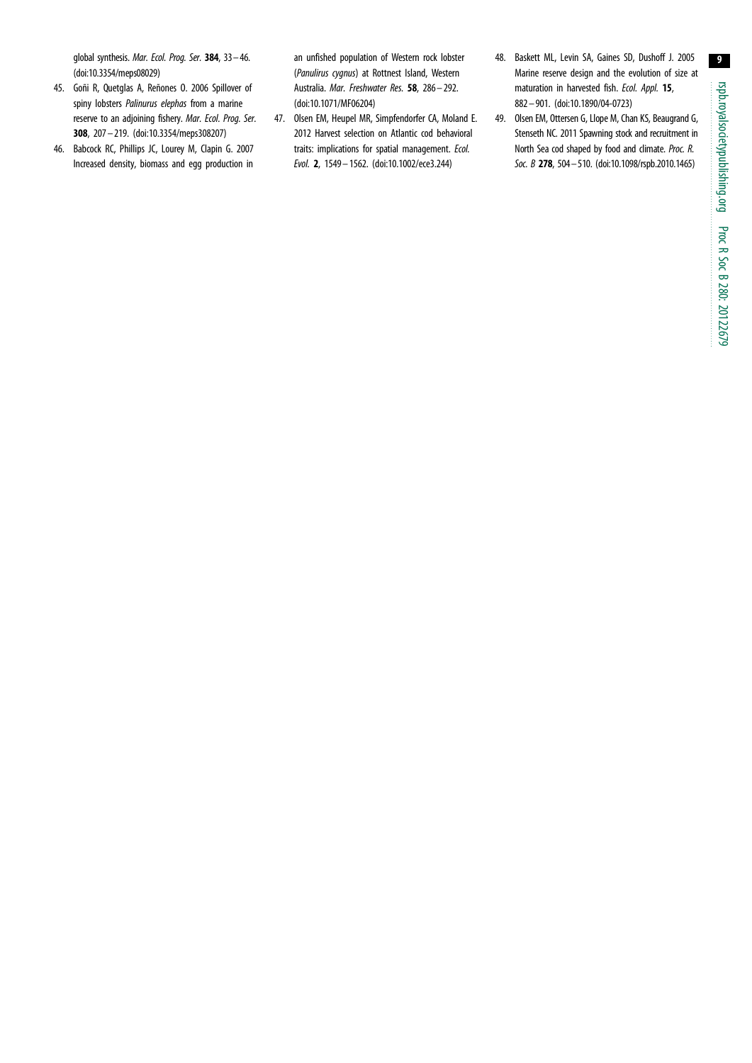global synthesis. *Mar. Ecol. Prog. Ser.* **384**, 33–46. (doi:10.3354/meps08029)

45. Goñi R, Quetglas A, Reñones O. 2006 Spillover of spiny lobsters *Palinurus elephas* from a marine reserve to an adjoining fishery. *Mar. Ecol. Prog. Ser.* **308**, 207–219. (doi:10.3354/meps308207)
46. Babcock RC, Phillips JC, Lourey M, Clapin G. 2007 Increased density, biomass and egg production in an unfished population of Western rock lobster (*Panulirus cygnus*) at Rottnest Island, Western Australia. *Mar. Freshwater Res.* **58**, 286–292. (doi:10.1071/MF06204)
47. Olsen EM, Heupel MR, Simpfendorfer CA, Moland E. 2012 Harvest selection on Atlantic cod behavioral traits: implications for spatial management. *Ecol. Evol.* **2**, 1549–1562. (doi:10.1002/ece3.244)
48. Baskett ML, Levin SA, Gaines SD, Dushoff J. 2005 Marine reserve design and the evolution of size at maturation in harvested fish. *Ecol. Appl.* **15**, 882–901. (doi:10.1890/04-0723)
49. Olsen EM, Ottersen G, Llope M, Chan KS, Beaugrand G, Stenseth NC. 2011 Spawning stock and recruitment in North Sea cod shaped by food and climate. *Proc. R. Soc. B* **278**, 504–510. (doi:10.1098/rspb.2010.1465)